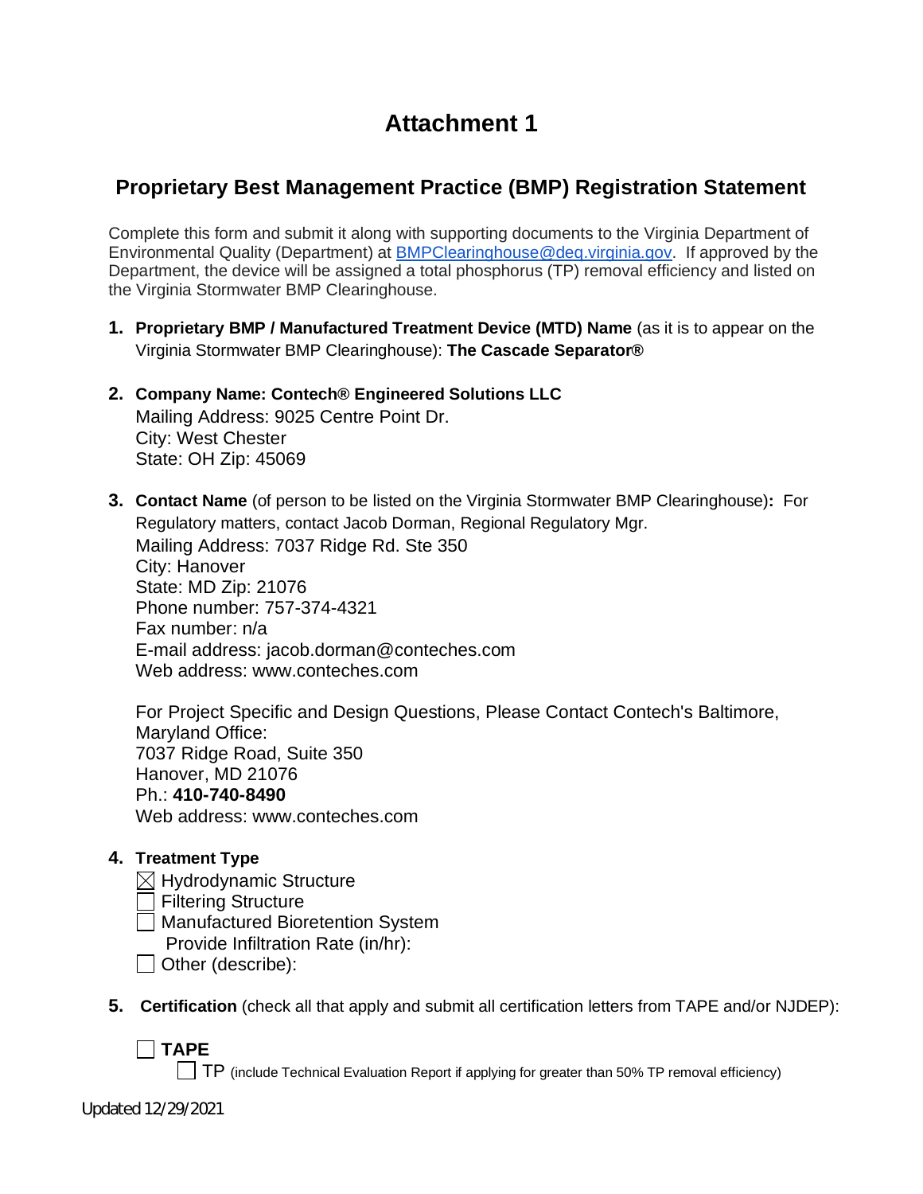# Attachment 1

## Proprietary Best Management Practice (BMP) Registration Statement

Complete this form and submit it along with supporting documents to the Virginia Department of Environmental Quality (Department) at BMPClearinghouse@deq.virginia.gov. If approved by the Department, the device will be assigned a total phosphorus (TP) removal efficiency and listed on the Virginia Stormwater BMP Clearinghouse.

1. **Proprietary BMP / Manufactured Treatment Device (MTD) Name** (as it is to appear on the Virginia Stormwater BMP Clearinghouse): **The Cascade Separator®**

2. **Company Name: Contech® Engineered Solutions LLC**
   Mailing Address: 9025 Centre Point Dr.
   City: West Chester
   State: OH Zip: 45069

3. **Contact Name** (of person to be listed on the Virginia Stormwater BMP Clearinghouse)**:** For Regulatory matters, contact Jacob Dorman, Regional Regulatory Mgr.
   Mailing Address: 7037 Ridge Rd. Ste 350
   City: Hanover
   State: MD Zip: 21076
   Phone number: 757-374-4321
   Fax number: n/a
   E-mail address: jacob.dorman@conteches.com
   Web address: www.conteches.com

   For Project Specific and Design Questions, Please Contact Contech's Baltimore, Maryland Office:
   7037 Ridge Road, Suite 350
   Hanover, MD 21076
   Ph.: **410-740-8490**
   Web address: www.conteches.com

4. **Treatment Type**
   - ☒ Hydrodynamic Structure
   - ☐ Filtering Structure
   - ☐ Manufactured Bioretention System
     Provide Infiltration Rate (in/hr):
   - ☐ Other (describe):

5. **Certification** (check all that apply and submit all certification letters from TAPE and/or NJDEP):

   ☐ **TAPE**
   - ☐ TP (include Technical Evaluation Report if applying for greater than 50% TP removal efficiency)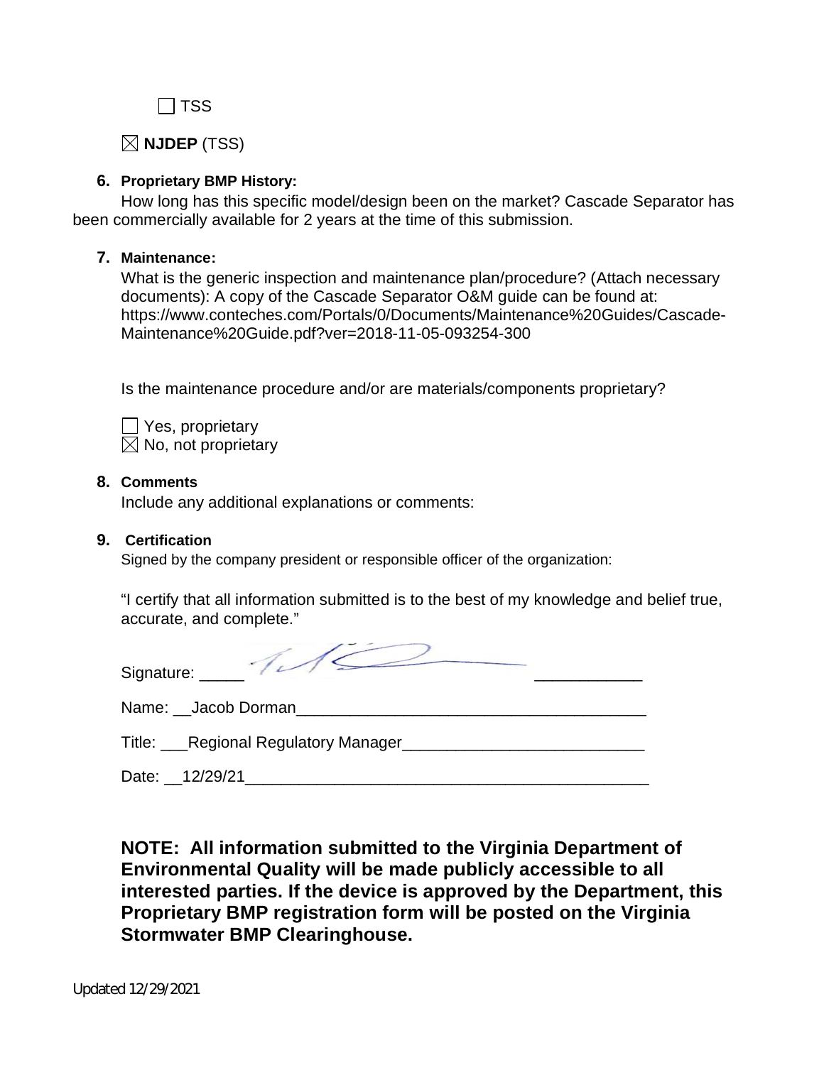☐ TSS

☒ **NJDEP** (TSS)

**6. Proprietary BMP History:**

How long has this specific model/design been on the market? Cascade Separator has been commercially available for 2 years at the time of this submission.

**7. Maintenance:**

What is the generic inspection and maintenance plan/procedure? (Attach necessary documents): A copy of the Cascade Separator O&M guide can be found at: https://www.conteches.com/Portals/0/Documents/Maintenance%20Guides/Cascade-Maintenance%20Guide.pdf?ver=2018-11-05-093254-300

Is the maintenance procedure and/or are materials/components proprietary?

☐ Yes, proprietary
☒ No, not proprietary

**8. Comments**

Include any additional explanations or comments:

**9. Certification**

Signed by the company president or responsible officer of the organization:

"I certify that all information submitted is to the best of my knowledge and belief true, accurate, and complete."

Signature: _____ [signature] ____________

Name: __Jacob Dorman________________________________________

Title: ___Regional Regulatory Manager___________________________

Date: __12/29/21_____________________________________________

**NOTE: All information submitted to the Virginia Department of Environmental Quality will be made publicly accessible to all interested parties. If the device is approved by the Department, this Proprietary BMP registration form will be posted on the Virginia Stormwater BMP Clearinghouse.**

Updated 12/29/2021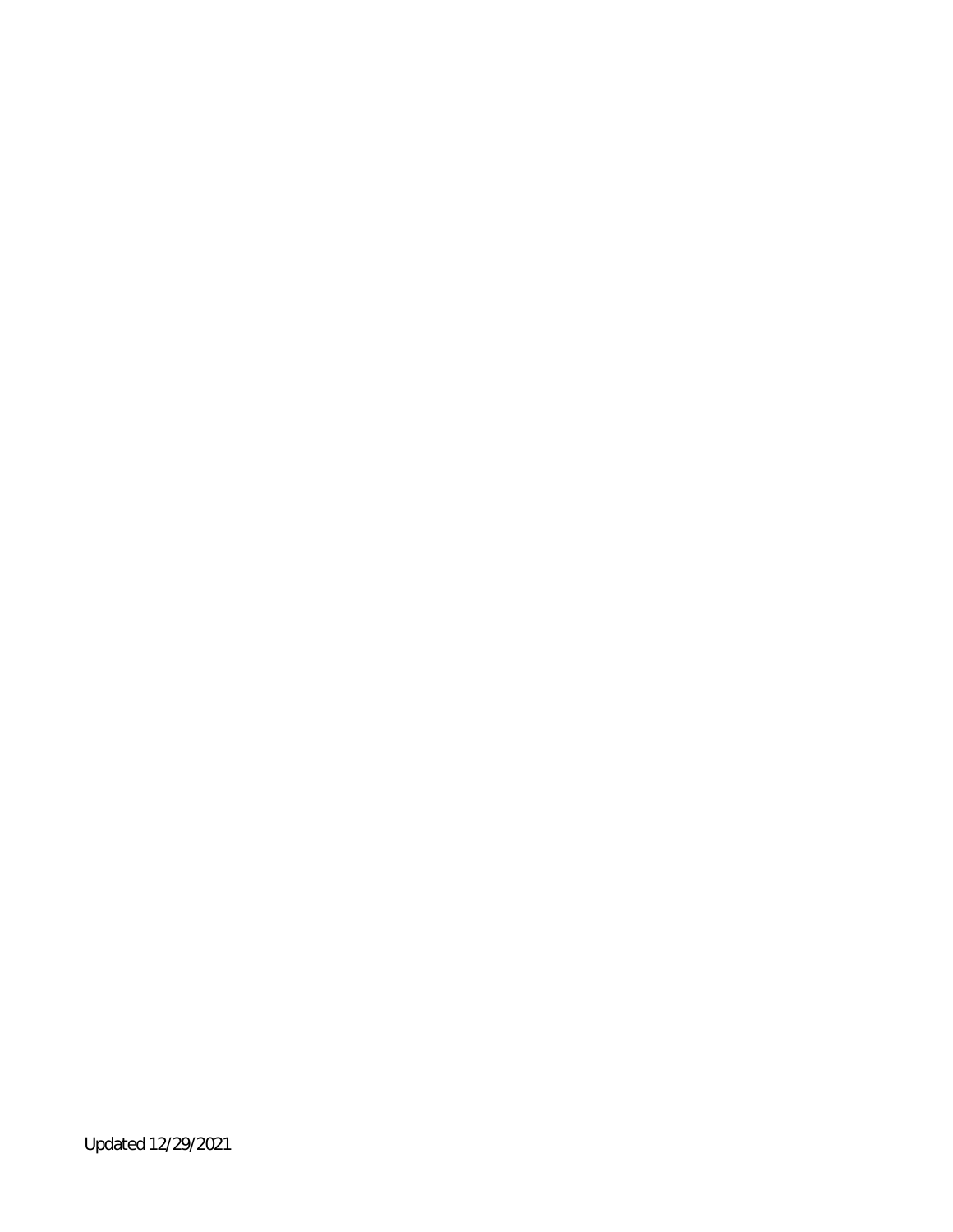Updated 12/29/2021